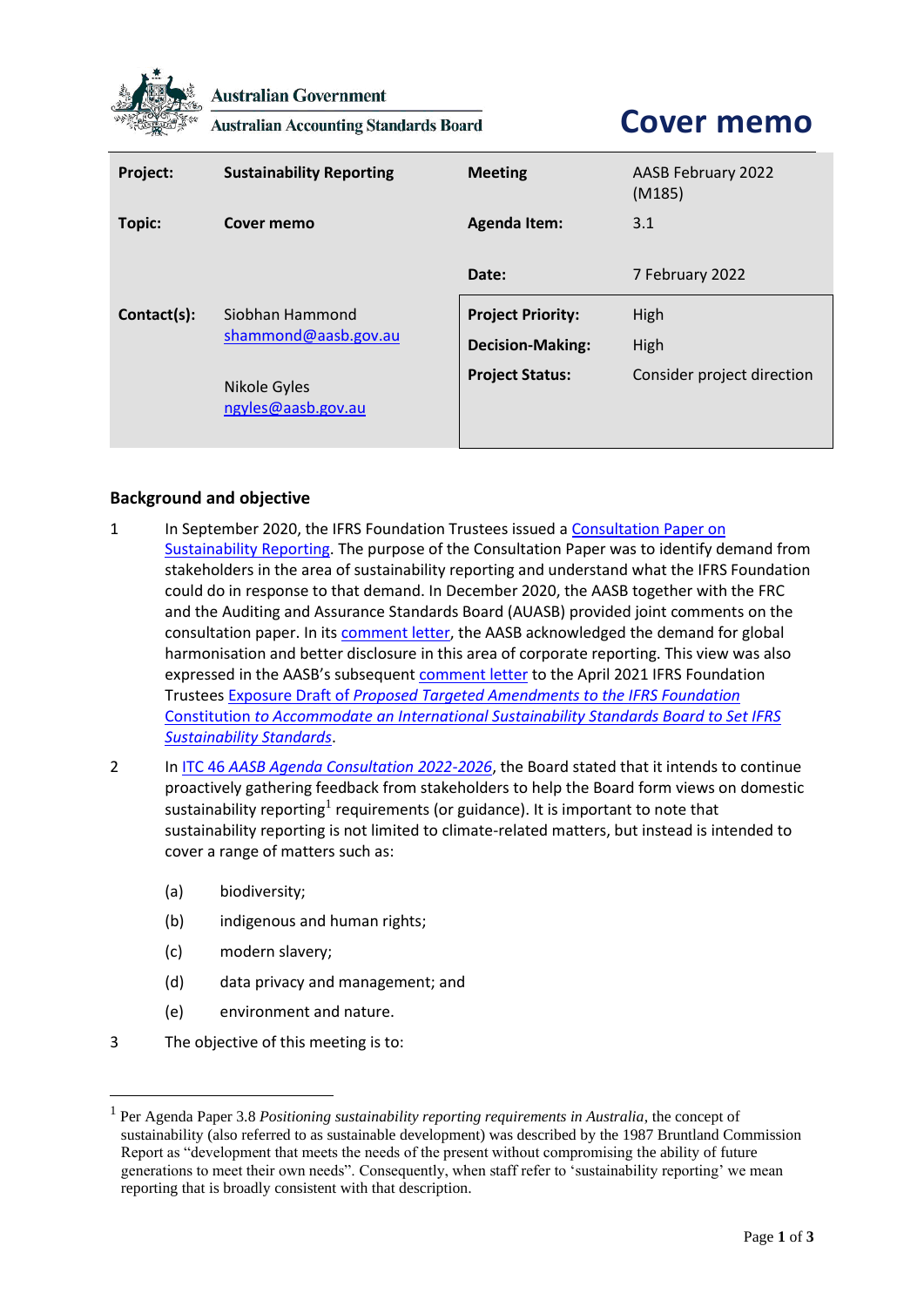Australian Government

Australian Accounting Standards Board

# Cover memo

| Project: | Sustainability Reporting | Meeting | AASB February 2022 (M185) |
|---|---|---|---|
| Topic: | Cover memo | Agenda Item: | 3.1 |
| | | Date: | 7 February 2022 |
| Contact(s): | Siobhan Hammond shammond@aasb.gov.au | Project Priority: | High |
| | | Decision-Making: | High |
| | Nikole Gyles ngyles@aasb.gov.au | Project Status: | Consider project direction |

## Background and objective

1 In September 2020, the IFRS Foundation Trustees issued a Consultation Paper on Sustainability Reporting. The purpose of the Consultation Paper was to identify demand from stakeholders in the area of sustainability reporting and understand what the IFRS Foundation could do in response to that demand. In December 2020, the AASB together with the FRC and the Auditing and Assurance Standards Board (AUASB) provided joint comments on the consultation paper. In its comment letter, the AASB acknowledged the demand for global harmonisation and better disclosure in this area of corporate reporting. This view was also expressed in the AASB's subsequent comment letter to the April 2021 IFRS Foundation Trustees Exposure Draft of *Proposed Targeted Amendments to the IFRS Foundation Constitution to Accommodate an International Sustainability Standards Board to Set IFRS Sustainability Standards*.

2 In *ITC 46 AASB Agenda Consultation 2022-2026*, the Board stated that it intends to continue proactively gathering feedback from stakeholders to help the Board form views on domestic sustainability reporting[1] requirements (or guidance). It is important to note that sustainability reporting is not limited to climate-related matters, but instead is intended to cover a range of matters such as:

(a) biodiversity;

(b) indigenous and human rights;

(c) modern slavery;

(d) data privacy and management; and

(e) environment and nature.

3 The objective of this meeting is to:

---

[1] Per Agenda Paper 3.8 *Positioning sustainability reporting requirements in Australia*, the concept of sustainability (also referred to as sustainable development) was described by the 1987 Bruntland Commission Report as "development that meets the needs of the present without compromising the ability of future generations to meet their own needs". Consequently, when staff refer to 'sustainability reporting' we mean reporting that is broadly consistent with that description.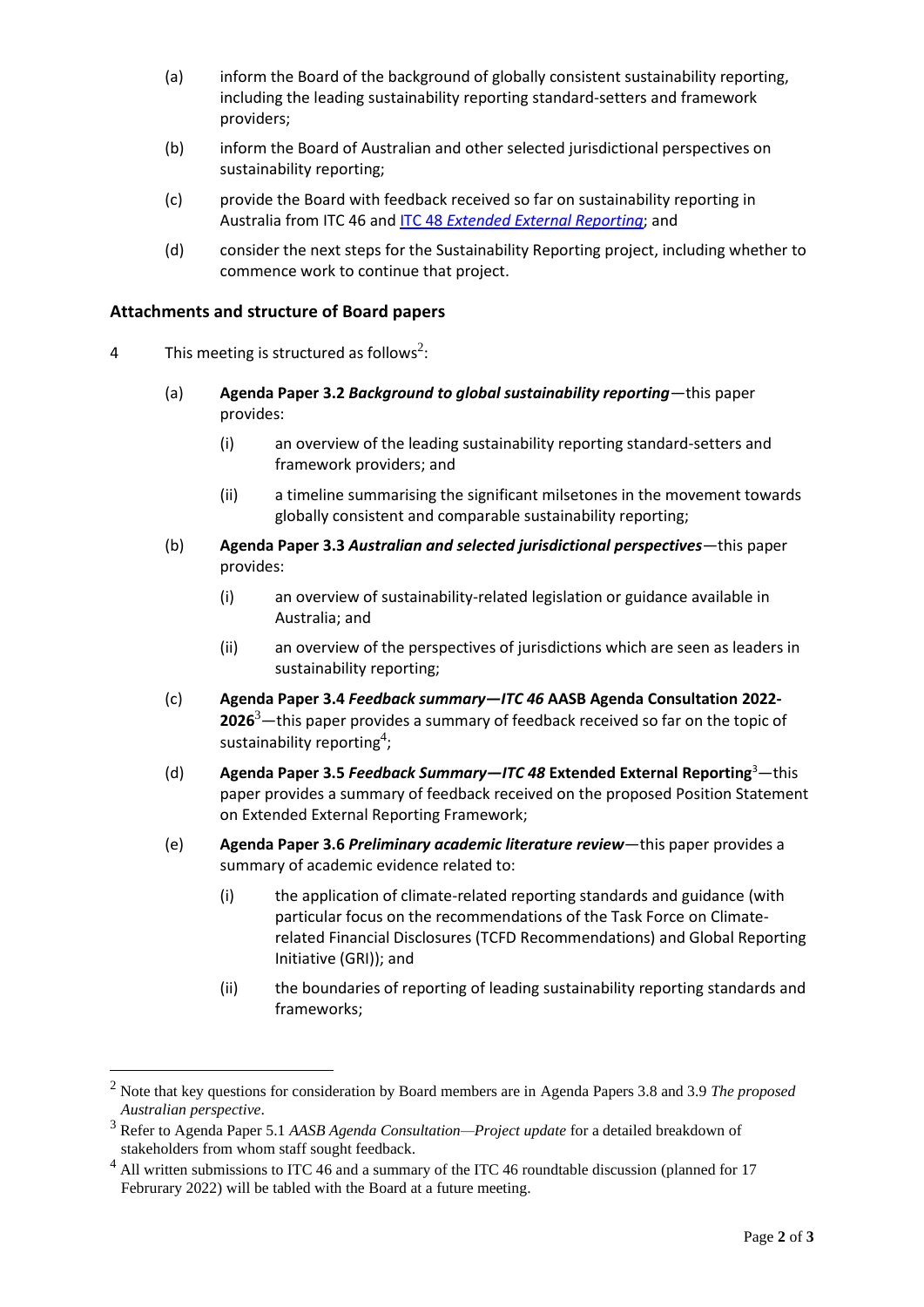(a) inform the Board of the background of globally consistent sustainability reporting, including the leading sustainability reporting standard-setters and framework providers;

(b) inform the Board of Australian and other selected jurisdictional perspectives on sustainability reporting;

(c) provide the Board with feedback received so far on sustainability reporting in Australia from ITC 46 and ITC 48 *Extended External Reporting*; and

(d) consider the next steps for the Sustainability Reporting project, including whether to commence work to continue that project.

## Attachments and structure of Board papers

4 This meeting is structured as follows[2]:

(a) **Agenda Paper 3.2** ***Background to global sustainability reporting***—this paper provides:

   (i) an overview of the leading sustainability reporting standard-setters and framework providers; and

   (ii) a timeline summarising the significant milsetones in the movement towards globally consistent and comparable sustainability reporting;

(b) **Agenda Paper 3.3** ***Australian and selected jurisdictional perspectives***—this paper provides:

   (i) an overview of sustainability-related legislation or guidance available in Australia; and

   (ii) an overview of the perspectives of jurisdictions which are seen as leaders in sustainability reporting;

(c) **Agenda Paper 3.4** ***Feedback summary—ITC 46*** **AASB Agenda Consultation 2022-2026**[3]—this paper provides a summary of feedback received so far on the topic of sustainability reporting[4];

(d) **Agenda Paper 3.5** ***Feedback Summary—ITC 48*** **Extended External Reporting**[3]—this paper provides a summary of feedback received on the proposed Position Statement on Extended External Reporting Framework;

(e) **Agenda Paper 3.6** ***Preliminary academic literature review***—this paper provides a summary of academic evidence related to:

   (i) the application of climate-related reporting standards and guidance (with particular focus on the recommendations of the Task Force on Climate-related Financial Disclosures (TCFD Recommendations) and Global Reporting Initiative (GRI)); and

   (ii) the boundaries of reporting of leading sustainability reporting standards and frameworks;

---

[2] Note that key questions for consideration by Board members are in Agenda Papers 3.8 and 3.9 *The proposed Australian perspective*.

[3] Refer to Agenda Paper 5.1 *AASB Agenda Consultation—Project update* for a detailed breakdown of stakeholders from whom staff sought feedback.

[4] All written submissions to ITC 46 and a summary of the ITC 46 roundtable discussion (planned for 17 Februrary 2022) will be tabled with the Board at a future meeting.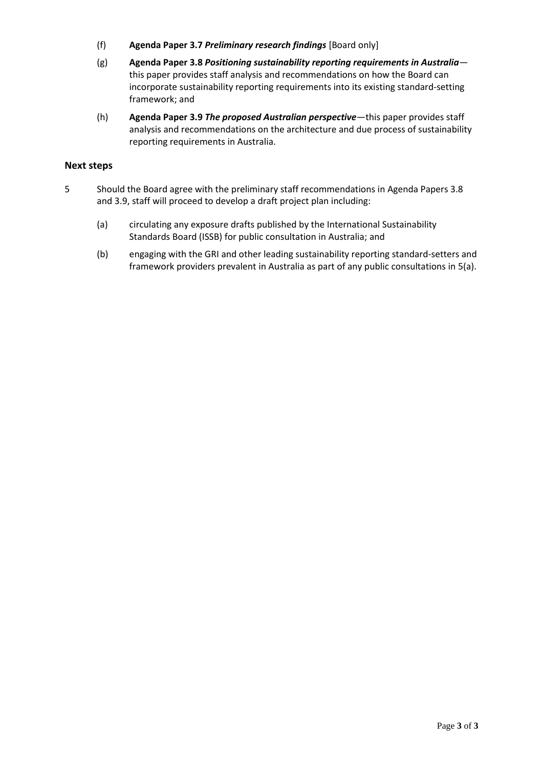(f) **Agenda Paper 3.7 *Preliminary research findings*** [Board only]

(g) **Agenda Paper 3.8 *Positioning sustainability reporting requirements in Australia***—this paper provides staff analysis and recommendations on how the Board can incorporate sustainability reporting requirements into its existing standard-setting framework; and

(h) **Agenda Paper 3.9 *The proposed Australian perspective***—this paper provides staff analysis and recommendations on the architecture and due process of sustainability reporting requirements in Australia.

## Next steps

5 Should the Board agree with the preliminary staff recommendations in Agenda Papers 3.8 and 3.9, staff will proceed to develop a draft project plan including:

(a) circulating any exposure drafts published by the International Sustainability Standards Board (ISSB) for public consultation in Australia; and

(b) engaging with the GRI and other leading sustainability reporting standard-setters and framework providers prevalent in Australia as part of any public consultations in 5(a).